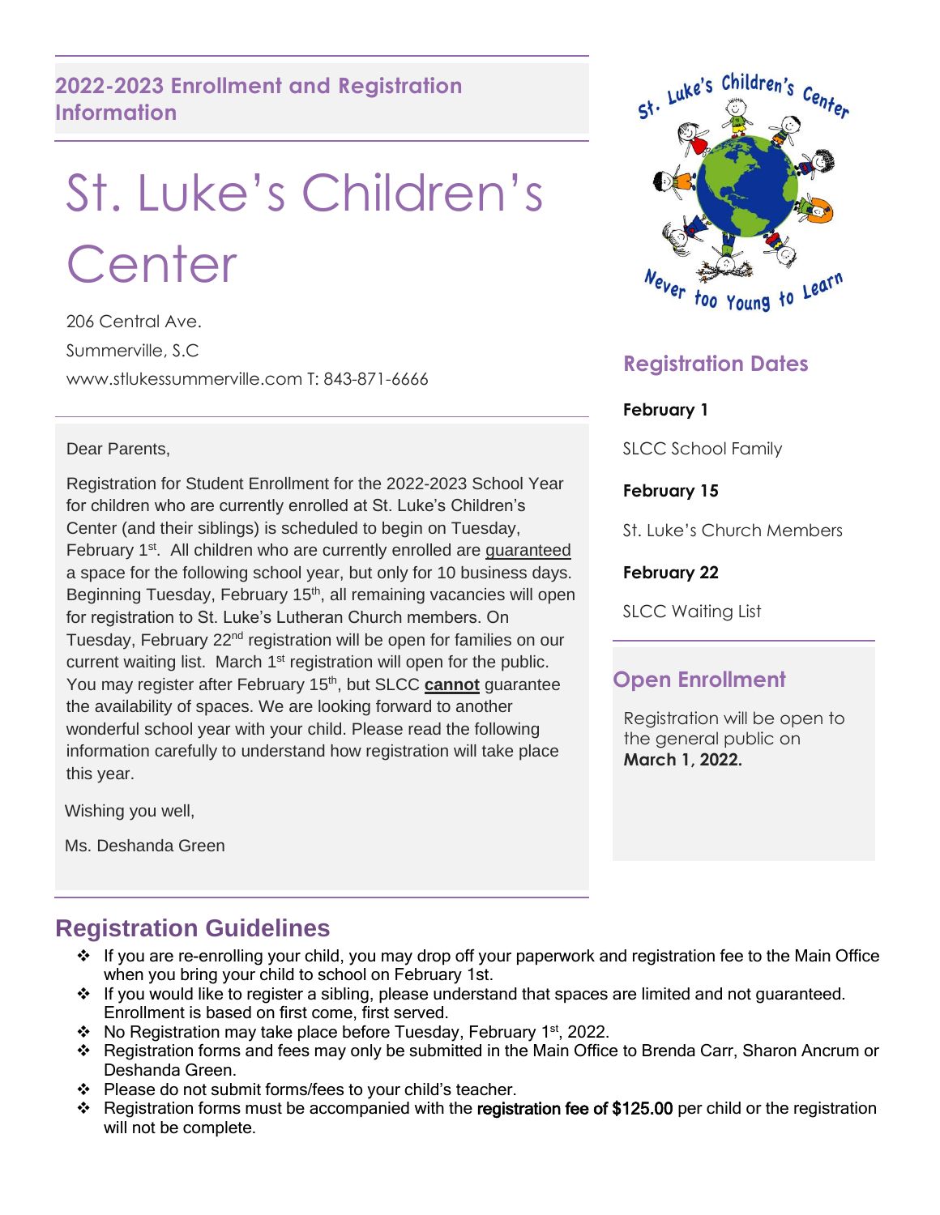## 2022-2023 Enrollment and Registration Information

# St. Luke's Children's Center

206 Central Ave.

Summerville, S.C

www.stlukessummerville.com T: 843-871-6666

Dear Parents,

Registration for Student Enrollment for the 2022-2023 School Year for children who are currently enrolled at St. Luke's Children's Center (and their siblings) is scheduled to begin on Tuesday, February 1st. All children who are currently enrolled are guaranteed a space for the following school year, but only for 10 business days. Beginning Tuesday, February 15th, all remaining vacancies will open for registration to St. Luke's Lutheran Church members. On Tuesday, February 22nd registration will be open for families on our current waiting list. March 1st registration will open for the public. You may register after February 15th, but SLCC **cannot** guarantee the availability of spaces. We are looking forward to another wonderful school year with your child. Please read the following information carefully to understand how registration will take place this year.

Wishing you well,

Ms. Deshanda Green

St. Luke's Children's Center

Never too Young to Learn

## Registration Dates

**February 1**

SLCC School Family

**February 15**

St. Luke's Church Members

**February 22**

SLCC Waiting List

## Open Enrollment

Registration will be open to the general public on **March 1, 2022.**

## Registration Guidelines

- If you are re-enrolling your child, you may drop off your paperwork and registration fee to the Main Office when you bring your child to school on February 1st.
- If you would like to register a sibling, please understand that spaces are limited and not guaranteed. Enrollment is based on first come, first served.
- No Registration may take place before Tuesday, February 1st, 2022.
- Registration forms and fees may only be submitted in the Main Office to Brenda Carr, Sharon Ancrum or Deshanda Green.
- Please do not submit forms/fees to your child's teacher.
- Registration forms must be accompanied with the registration fee of $125.00 per child or the registration will not be complete.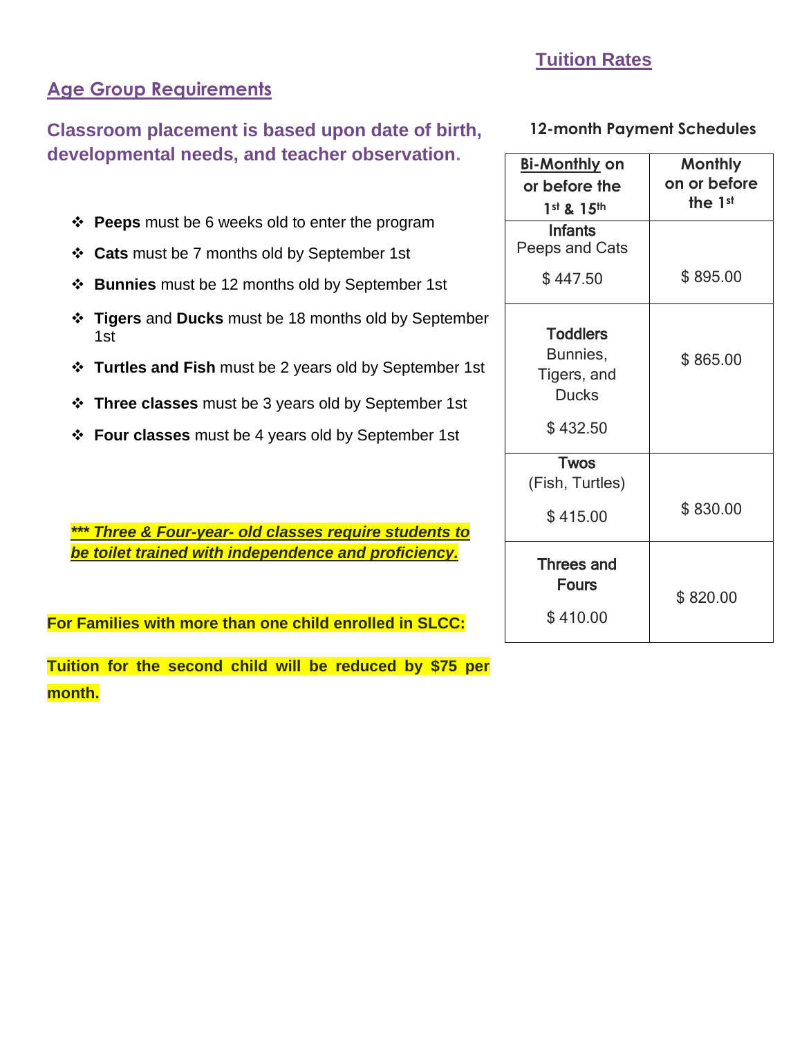## Age Group Requirements

### Classroom placement is based upon date of birth, developmental needs, and teacher observation.

- **Peeps** must be 6 weeks old to enter the program
- **Cats** must be 7 months old by September 1st
- **Bunnies** must be 12 months old by September 1st
- **Tigers** and **Ducks** must be 18 months old by September 1st
- **Turtles and Fish** must be 2 years old by September 1st
- **Three classes** must be 3 years old by September 1st
- **Four classes** must be 4 years old by September 1st

***** Three & Four-year- old classes require students to be toilet trained with independence and proficiency.***

**For Families with more than one child enrolled in SLCC:**

**Tuition for the second child will be reduced by $75 per month.**

## Tuition Rates

**12-month Payment Schedules**

| Bi-Monthly on or before the 1st & 15th | Monthly on or before the 1st |
|---|---|
| **Infants** Peeps and Cats $ 447.50 | $ 895.00 |
| **Toddlers** Bunnies, Tigers, and Ducks $ 432.50 | $ 865.00 |
| **Twos** (Fish, Turtles) $ 415.00 | $ 830.00 |
| **Threes and Fours** $ 410.00 | $ 820.00 |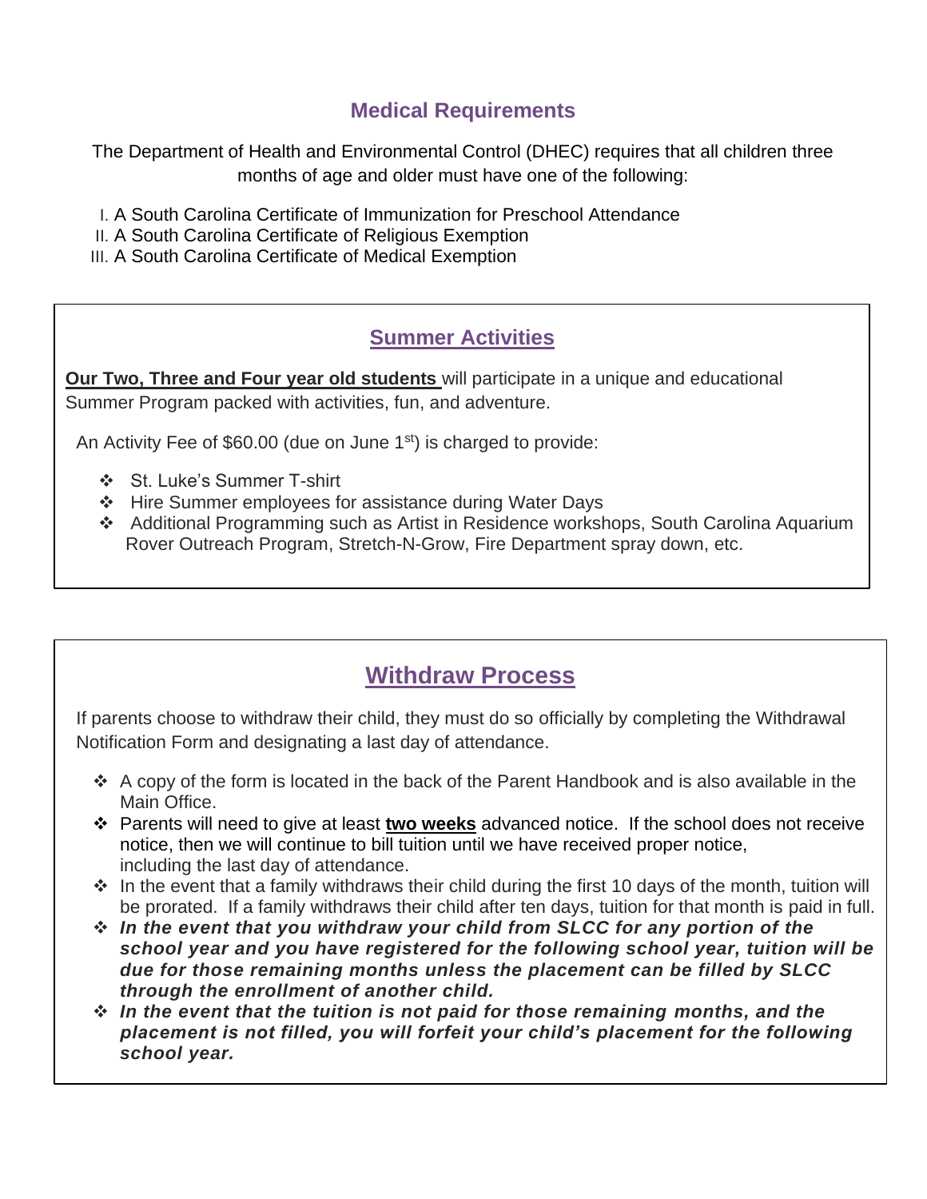## Medical Requirements

The Department of Health and Environmental Control (DHEC) requires that all children three months of age and older must have one of the following:

I. A South Carolina Certificate of Immunization for Preschool Attendance
II. A South Carolina Certificate of Religious Exemption
III. A South Carolina Certificate of Medical Exemption

## Summer Activities

**Our Two, Three and Four year old students** will participate in a unique and educational Summer Program packed with activities, fun, and adventure.

An Activity Fee of $60.00 (due on June 1st) is charged to provide:

- St. Luke's Summer T-shirt
- Hire Summer employees for assistance during Water Days
- Additional Programming such as Artist in Residence workshops, South Carolina Aquarium Rover Outreach Program, Stretch-N-Grow, Fire Department spray down, etc.

## Withdraw Process

If parents choose to withdraw their child, they must do so officially by completing the Withdrawal Notification Form and designating a last day of attendance.

- A copy of the form is located in the back of the Parent Handbook and is also available in the Main Office.
- Parents will need to give at least **two weeks** advanced notice. If the school does not receive notice, then we will continue to bill tuition until we have received proper notice, including the last day of attendance.
- In the event that a family withdraws their child during the first 10 days of the month, tuition will be prorated. If a family withdraws their child after ten days, tuition for that month is paid in full.
- ***In the event that you withdraw your child from SLCC for any portion of the school year and you have registered for the following school year, tuition will be due for those remaining months unless the placement can be filled by SLCC through the enrollment of another child.***
- ***In the event that the tuition is not paid for those remaining months, and the placement is not filled, you will forfeit your child's placement for the following school year.***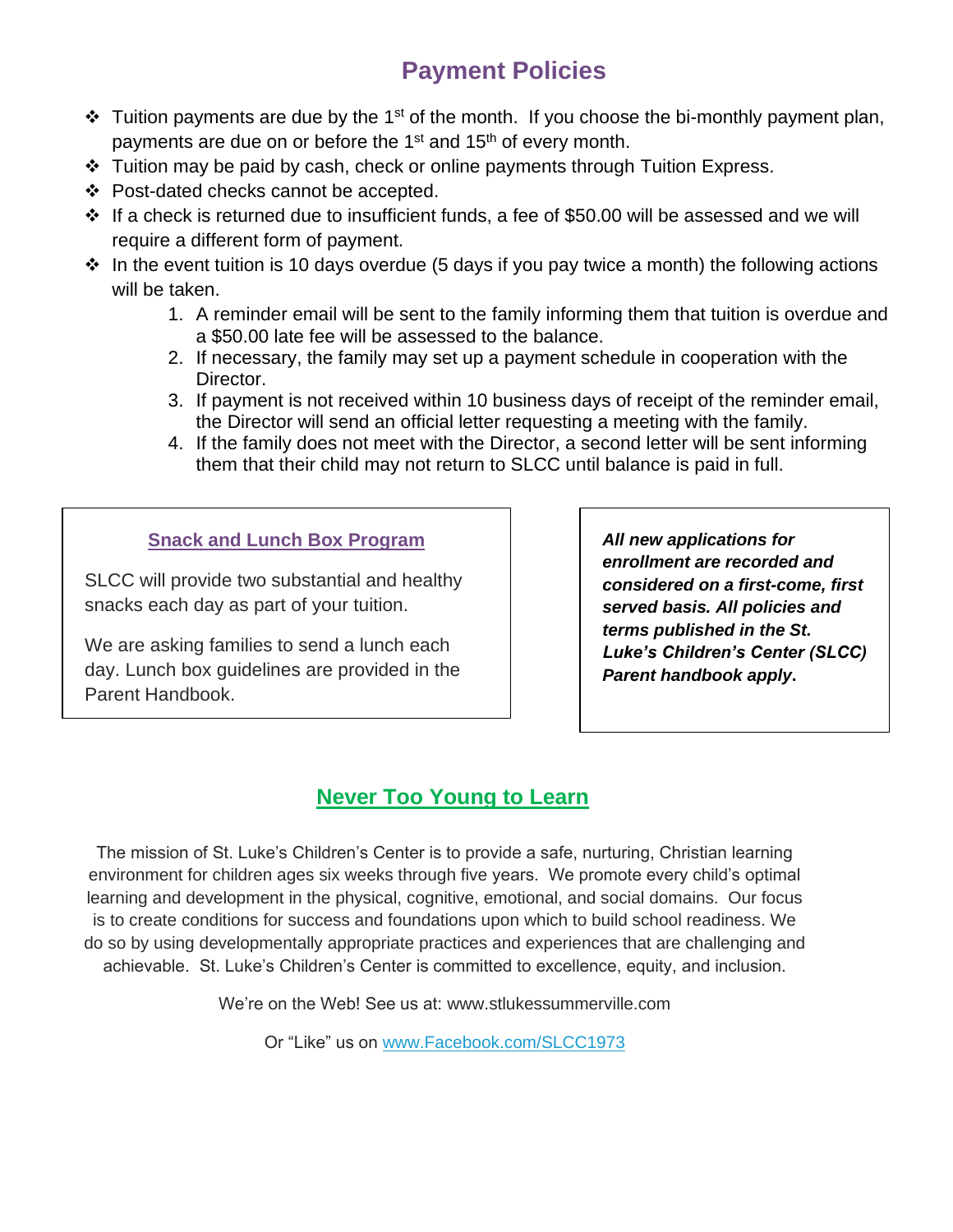## Payment Policies

- Tuition payments are due by the 1st of the month. If you choose the bi-monthly payment plan, payments are due on or before the 1st and 15th of every month.
- Tuition may be paid by cash, check or online payments through Tuition Express.
- Post-dated checks cannot be accepted.
- If a check is returned due to insufficient funds, a fee of $50.00 will be assessed and we will require a different form of payment.
- In the event tuition is 10 days overdue (5 days if you pay twice a month) the following actions will be taken.
    1. A reminder email will be sent to the family informing them that tuition is overdue and a $50.00 late fee will be assessed to the balance.
    2. If necessary, the family may set up a payment schedule in cooperation with the Director.
    3. If payment is not received within 10 business days of receipt of the reminder email, the Director will send an official letter requesting a meeting with the family.
    4. If the family does not meet with the Director, a second letter will be sent informing them that their child may not return to SLCC until balance is paid in full.

### Snack and Lunch Box Program

SLCC will provide two substantial and healthy snacks each day as part of your tuition.

We are asking families to send a lunch each day. Lunch box guidelines are provided in the Parent Handbook.

***All new applications for enrollment are recorded and considered on a first-come, first served basis. All policies and terms published in the St. Luke's Children's Center (SLCC) Parent handbook apply.***

## Never Too Young to Learn

The mission of St. Luke's Children's Center is to provide a safe, nurturing, Christian learning environment for children ages six weeks through five years. We promote every child's optimal learning and development in the physical, cognitive, emotional, and social domains. Our focus is to create conditions for success and foundations upon which to build school readiness. We do so by using developmentally appropriate practices and experiences that are challenging and achievable. St. Luke's Children's Center is committed to excellence, equity, and inclusion.

We're on the Web! See us at: www.stlukessummerville.com

Or "Like" us on www.Facebook.com/SLCC1973